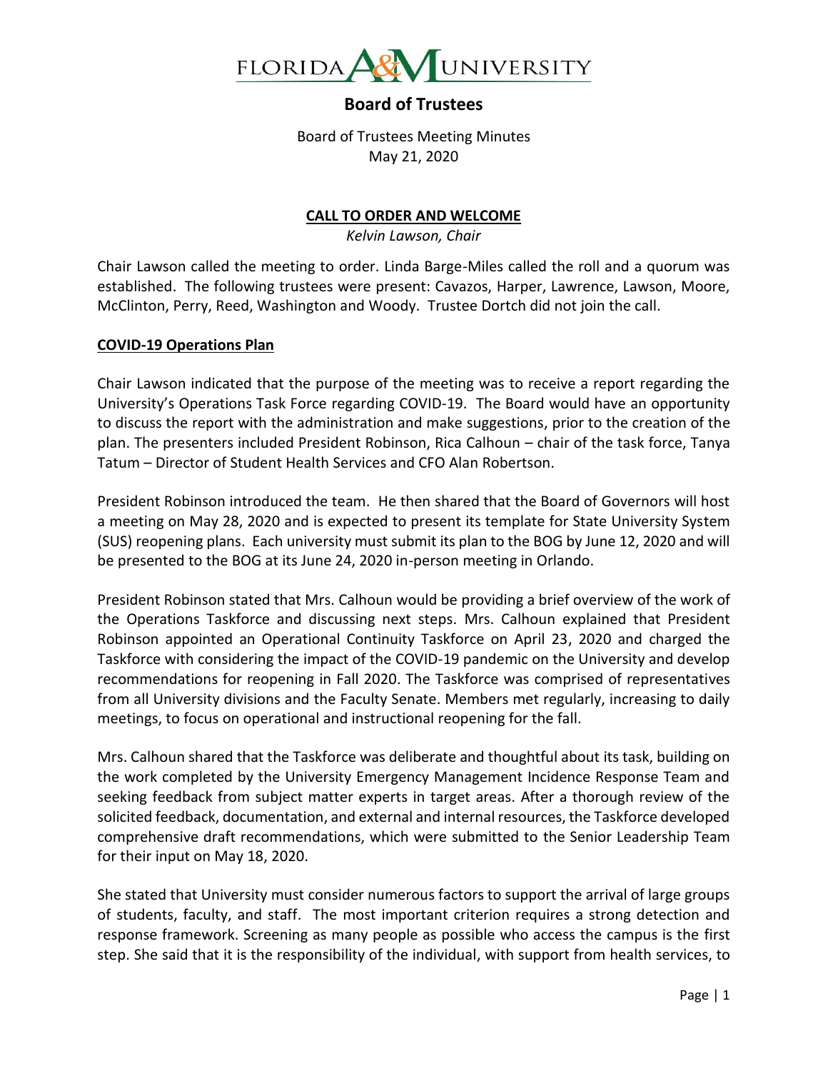FLORIDA A&M UNIVERSITY

# Board of Trustees

Board of Trustees Meeting Minutes
May 21, 2020

## CALL TO ORDER AND WELCOME

*Kelvin Lawson, Chair*

Chair Lawson called the meeting to order. Linda Barge-Miles called the roll and a quorum was established. The following trustees were present: Cavazos, Harper, Lawrence, Lawson, Moore, McClinton, Perry, Reed, Washington and Woody. Trustee Dortch did not join the call.

## COVID-19 Operations Plan

Chair Lawson indicated that the purpose of the meeting was to receive a report regarding the University's Operations Task Force regarding COVID-19. The Board would have an opportunity to discuss the report with the administration and make suggestions, prior to the creation of the plan. The presenters included President Robinson, Rica Calhoun – chair of the task force, Tanya Tatum – Director of Student Health Services and CFO Alan Robertson.

President Robinson introduced the team. He then shared that the Board of Governors will host a meeting on May 28, 2020 and is expected to present its template for State University System (SUS) reopening plans. Each university must submit its plan to the BOG by June 12, 2020 and will be presented to the BOG at its June 24, 2020 in-person meeting in Orlando.

President Robinson stated that Mrs. Calhoun would be providing a brief overview of the work of the Operations Taskforce and discussing next steps. Mrs. Calhoun explained that President Robinson appointed an Operational Continuity Taskforce on April 23, 2020 and charged the Taskforce with considering the impact of the COVID-19 pandemic on the University and develop recommendations for reopening in Fall 2020. The Taskforce was comprised of representatives from all University divisions and the Faculty Senate. Members met regularly, increasing to daily meetings, to focus on operational and instructional reopening for the fall.

Mrs. Calhoun shared that the Taskforce was deliberate and thoughtful about its task, building on the work completed by the University Emergency Management Incidence Response Team and seeking feedback from subject matter experts in target areas. After a thorough review of the solicited feedback, documentation, and external and internal resources, the Taskforce developed comprehensive draft recommendations, which were submitted to the Senior Leadership Team for their input on May 18, 2020.

She stated that University must consider numerous factors to support the arrival of large groups of students, faculty, and staff. The most important criterion requires a strong detection and response framework. Screening as many people as possible who access the campus is the first step. She said that it is the responsibility of the individual, with support from health services, to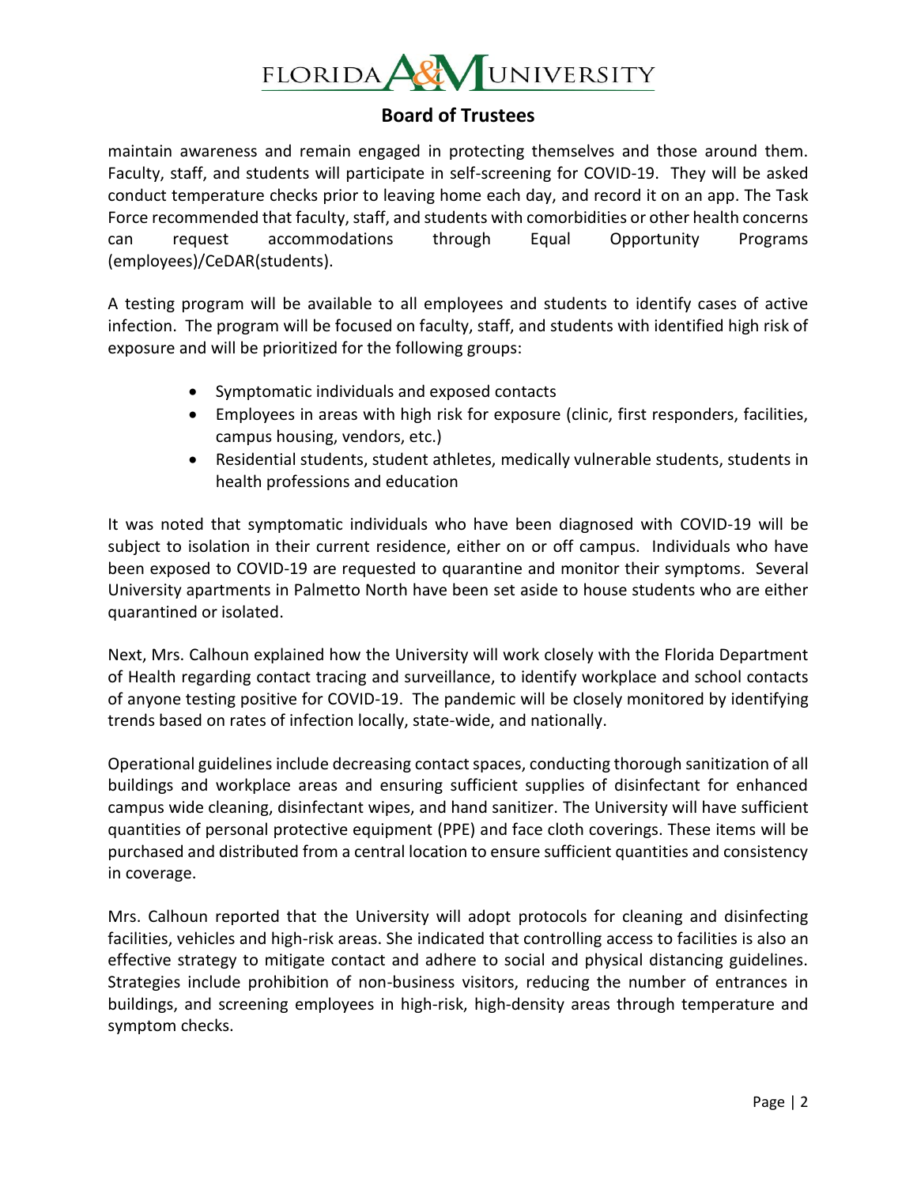maintain awareness and remain engaged in protecting themselves and those around them. Faculty, staff, and students will participate in self-screening for COVID-19. They will be asked conduct temperature checks prior to leaving home each day, and record it on an app. The Task Force recommended that faculty, staff, and students with comorbidities or other health concerns can request accommodations through Equal Opportunity Programs (employees)/CeDAR(students).

A testing program will be available to all employees and students to identify cases of active infection. The program will be focused on faculty, staff, and students with identified high risk of exposure and will be prioritized for the following groups:

- Symptomatic individuals and exposed contacts
- Employees in areas with high risk for exposure (clinic, first responders, facilities, campus housing, vendors, etc.)
- Residential students, student athletes, medically vulnerable students, students in health professions and education

It was noted that symptomatic individuals who have been diagnosed with COVID-19 will be subject to isolation in their current residence, either on or off campus. Individuals who have been exposed to COVID-19 are requested to quarantine and monitor their symptoms. Several University apartments in Palmetto North have been set aside to house students who are either quarantined or isolated.

Next, Mrs. Calhoun explained how the University will work closely with the Florida Department of Health regarding contact tracing and surveillance, to identify workplace and school contacts of anyone testing positive for COVID-19. The pandemic will be closely monitored by identifying trends based on rates of infection locally, state-wide, and nationally.

Operational guidelines include decreasing contact spaces, conducting thorough sanitization of all buildings and workplace areas and ensuring sufficient supplies of disinfectant for enhanced campus wide cleaning, disinfectant wipes, and hand sanitizer. The University will have sufficient quantities of personal protective equipment (PPE) and face cloth coverings. These items will be purchased and distributed from a central location to ensure sufficient quantities and consistency in coverage.

Mrs. Calhoun reported that the University will adopt protocols for cleaning and disinfecting facilities, vehicles and high-risk areas. She indicated that controlling access to facilities is also an effective strategy to mitigate contact and adhere to social and physical distancing guidelines. Strategies include prohibition of non-business visitors, reducing the number of entrances in buildings, and screening employees in high-risk, high-density areas through temperature and symptom checks.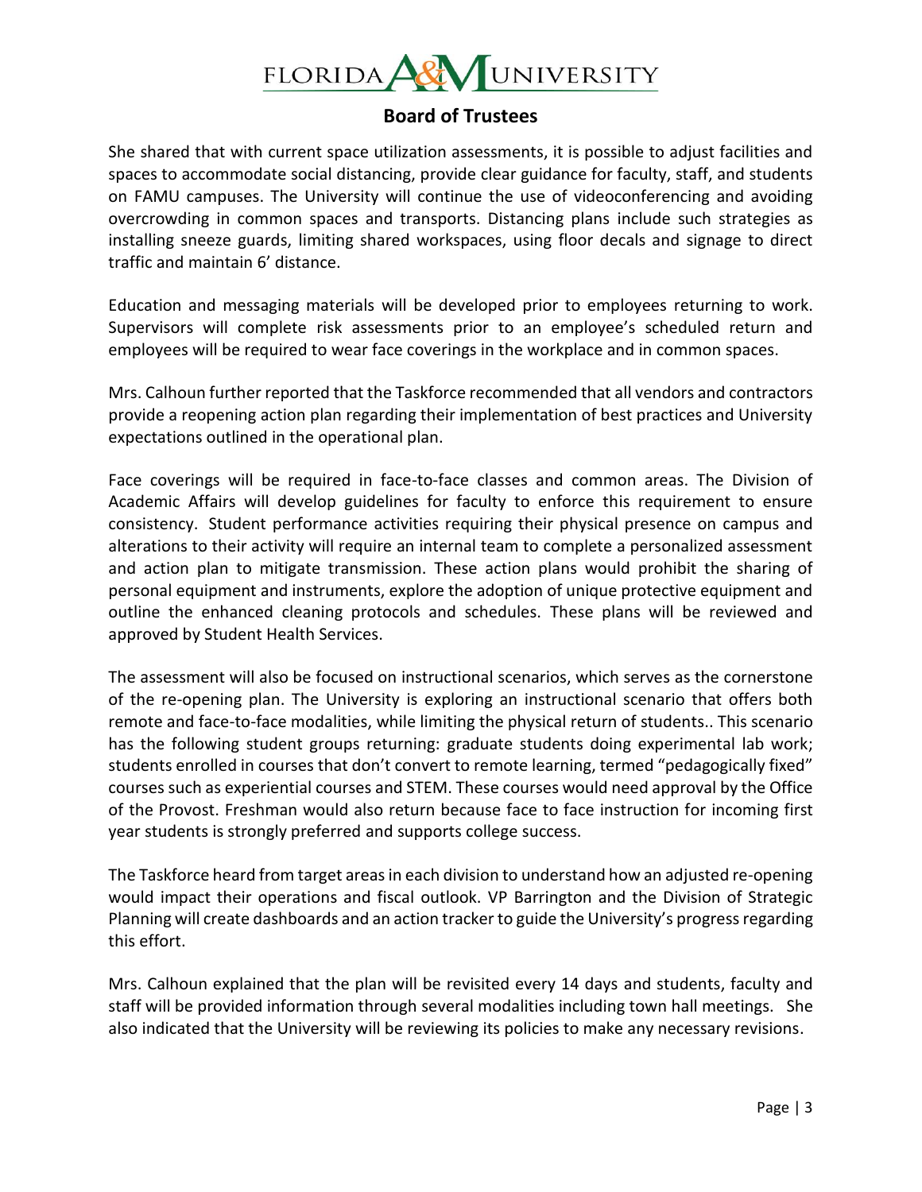She shared that with current space utilization assessments, it is possible to adjust facilities and spaces to accommodate social distancing, provide clear guidance for faculty, staff, and students on FAMU campuses. The University will continue the use of videoconferencing and avoiding overcrowding in common spaces and transports. Distancing plans include such strategies as installing sneeze guards, limiting shared workspaces, using floor decals and signage to direct traffic and maintain 6' distance.

Education and messaging materials will be developed prior to employees returning to work. Supervisors will complete risk assessments prior to an employee's scheduled return and employees will be required to wear face coverings in the workplace and in common spaces.

Mrs. Calhoun further reported that the Taskforce recommended that all vendors and contractors provide a reopening action plan regarding their implementation of best practices and University expectations outlined in the operational plan.

Face coverings will be required in face-to-face classes and common areas. The Division of Academic Affairs will develop guidelines for faculty to enforce this requirement to ensure consistency. Student performance activities requiring their physical presence on campus and alterations to their activity will require an internal team to complete a personalized assessment and action plan to mitigate transmission. These action plans would prohibit the sharing of personal equipment and instruments, explore the adoption of unique protective equipment and outline the enhanced cleaning protocols and schedules. These plans will be reviewed and approved by Student Health Services.

The assessment will also be focused on instructional scenarios, which serves as the cornerstone of the re-opening plan. The University is exploring an instructional scenario that offers both remote and face-to-face modalities, while limiting the physical return of students.. This scenario has the following student groups returning: graduate students doing experimental lab work; students enrolled in courses that don't convert to remote learning, termed "pedagogically fixed" courses such as experiential courses and STEM. These courses would need approval by the Office of the Provost. Freshman would also return because face to face instruction for incoming first year students is strongly preferred and supports college success.

The Taskforce heard from target areas in each division to understand how an adjusted re-opening would impact their operations and fiscal outlook. VP Barrington and the Division of Strategic Planning will create dashboards and an action tracker to guide the University's progress regarding this effort.

Mrs. Calhoun explained that the plan will be revisited every 14 days and students, faculty and staff will be provided information through several modalities including town hall meetings. She also indicated that the University will be reviewing its policies to make any necessary revisions.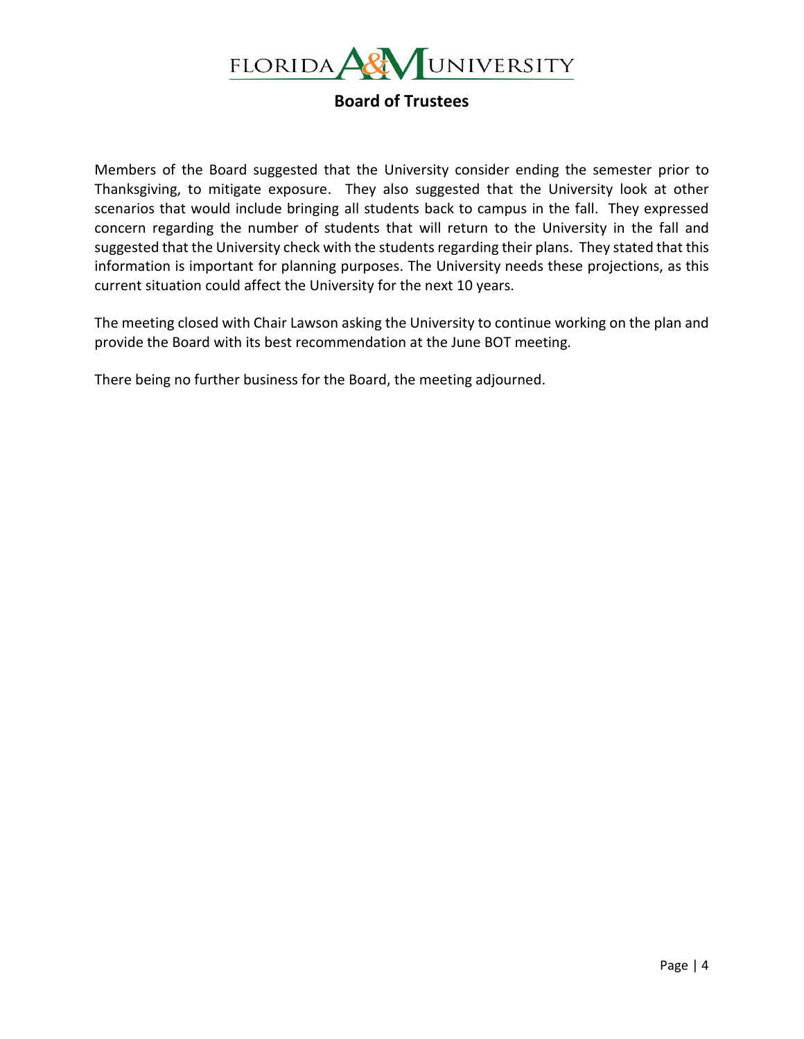Members of the Board suggested that the University consider ending the semester prior to Thanksgiving, to mitigate exposure. They also suggested that the University look at other scenarios that would include bringing all students back to campus in the fall. They expressed concern regarding the number of students that will return to the University in the fall and suggested that the University check with the students regarding their plans. They stated that this information is important for planning purposes. The University needs these projections, as this current situation could affect the University for the next 10 years.

The meeting closed with Chair Lawson asking the University to continue working on the plan and provide the Board with its best recommendation at the June BOT meeting.

There being no further business for the Board, the meeting adjourned.